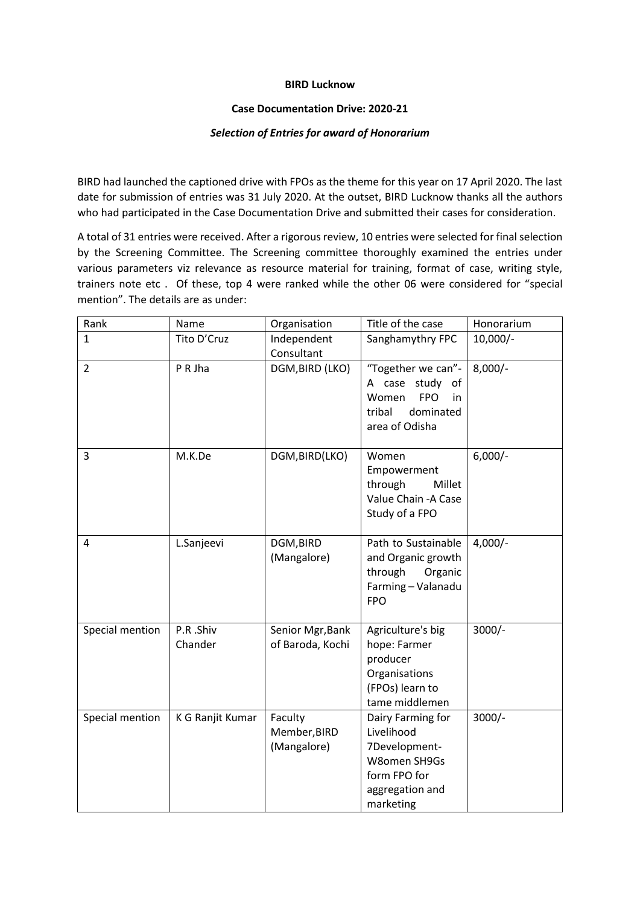**BIRD Lucknow**

**Case Documentation Drive: 2020-21**

***Selection of Entries for award of Honorarium***

BIRD had launched the captioned drive with FPOs as the theme for this year on 17 April 2020. The last date for submission of entries was 31 July 2020. At the outset, BIRD Lucknow thanks all the authors who had participated in the Case Documentation Drive and submitted their cases for consideration.

A total of 31 entries were received. After a rigorous review, 10 entries were selected for final selection by the Screening Committee. The Screening committee thoroughly examined the entries under various parameters viz relevance as resource material for training, format of case, writing style, trainers note etc . Of these, top 4 were ranked while the other 06 were considered for "special mention". The details are as under:

| Rank | Name | Organisation | Title of the case | Honorarium |
|---|---|---|---|---|
| 1 | Tito D'Cruz | Independent Consultant | Sanghamythry FPC | 10,000/- |
| 2 | P R Jha | DGM,BIRD (LKO) | "Together we can"- A case study of Women FPO in tribal dominated area of Odisha | 8,000/- |
| 3 | M.K.De | DGM,BIRD(LKO) | Women Empowerment through Millet Value Chain -A Case Study of a FPO | 6,000/- |
| 4 | L.Sanjeevi | DGM,BIRD (Mangalore) | Path to Sustainable and Organic growth through Organic Farming – Valanadu FPO | 4,000/- |
| Special mention | P.R .Shiv Chander | Senior Mgr,Bank of Baroda, Kochi | Agriculture's big hope: Farmer producer Organisations (FPOs) learn to tame middlemen | 3000/- |
| Special mention | K G Ranjit Kumar | Faculty Member,BIRD (Mangalore) | Dairy Farming for Livelihood 7Development- W8omen SH9Gs form FPO for aggregation and marketing | 3000/- |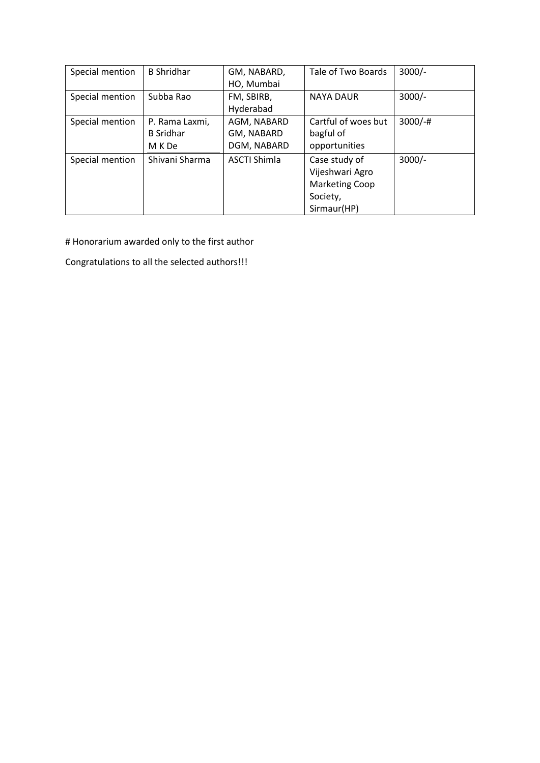| | | | | |
|---|---|---|---|---|
| Special mention | B Shridhar | GM, NABARD, HO, Mumbai | Tale of Two Boards | 3000/- |
| Special mention | Subba Rao | FM, SBIRB, Hyderabad | NAYA DAUR | 3000/- |
| Special mention | P. Rama Laxmi, B Sridhar M K De | AGM, NABARD GM, NABARD DGM, NABARD | Cartful of woes but bagful of opportunities | 3000/-# |
| Special mention | Shivani Sharma | ASCTI Shimla | Case study of Vijeshwari Agro Marketing Coop Society, Sirmaur(HP) | 3000/- |

# Honorarium awarded only to the first author

Congratulations to all the selected authors!!!